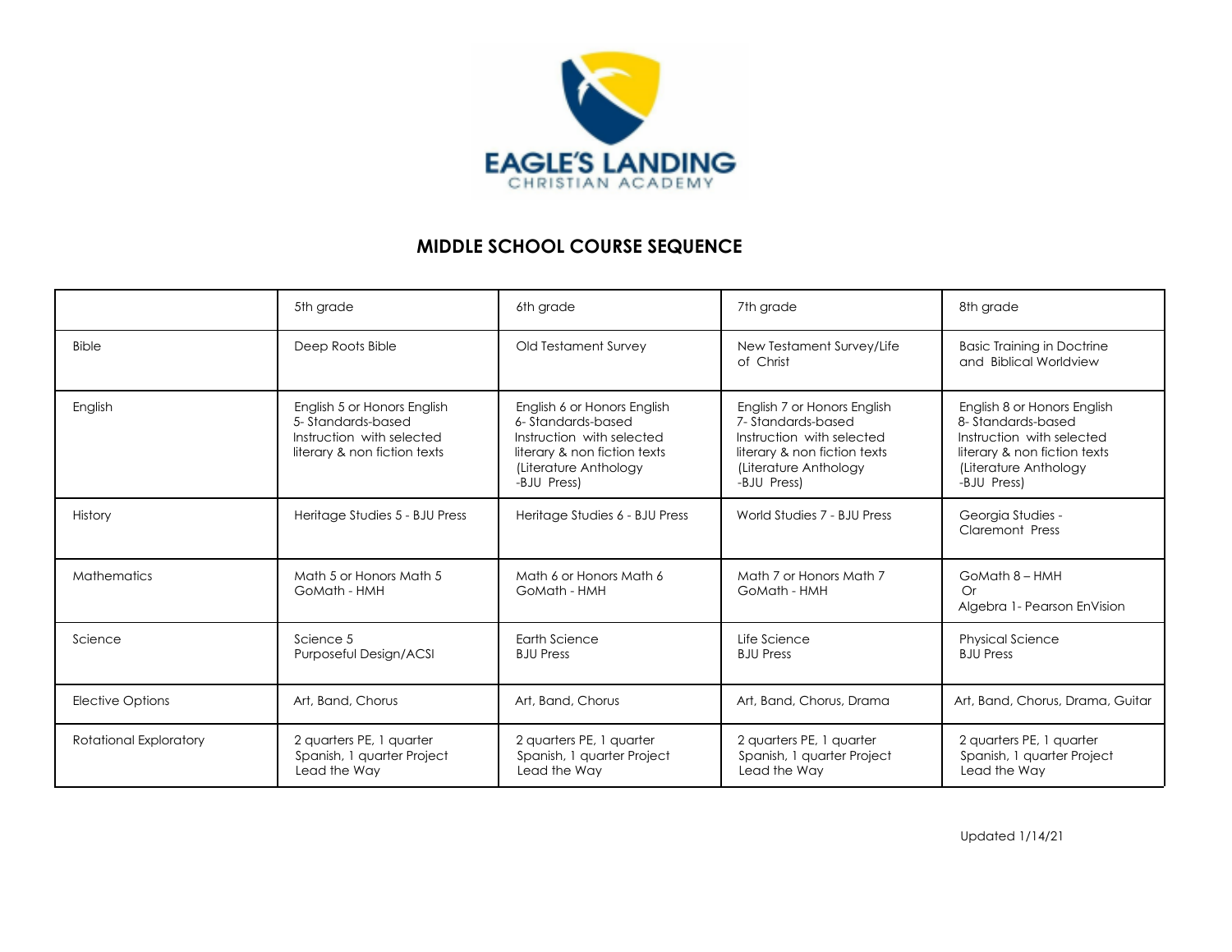EAGLE'S LANDING
CHRISTIAN ACADEMY

## MIDDLE SCHOOL COURSE SEQUENCE

| | 5th grade | 6th grade | 7th grade | 8th grade |
|---|---|---|---|---|
| Bible | Deep Roots Bible | Old Testament Survey | New Testament Survey/Life of Christ | Basic Training in Doctrine and Biblical Worldview |
| English | English 5 or Honors English 5- Standards-based Instruction with selected literary & non fiction texts | English 6 or Honors English 6- Standards-based Instruction with selected literary & non fiction texts (Literature Anthology -BJU Press) | English 7 or Honors English 7- Standards-based Instruction with selected literary & non fiction texts (Literature Anthology -BJU Press) | English 8 or Honors English 8- Standards-based Instruction with selected literary & non fiction texts (Literature Anthology -BJU Press) |
| History | Heritage Studies 5 - BJU Press | Heritage Studies 6 - BJU Press | World Studies 7 - BJU Press | Georgia Studies - Claremont Press |
| Mathematics | Math 5 or Honors Math 5 GoMath - HMH | Math 6 or Honors Math 6 GoMath - HMH | Math 7 or Honors Math 7 GoMath - HMH | GoMath 8 – HMH Or Algebra 1- Pearson EnVision |
| Science | Science 5 Purposeful Design/ACSI | Earth Science BJU Press | Life Science BJU Press | Physical Science BJU Press |
| Elective Options | Art, Band, Chorus | Art, Band, Chorus | Art, Band, Chorus, Drama | Art, Band, Chorus, Drama, Guitar |
| Rotational Exploratory | 2 quarters PE, 1 quarter Spanish, 1 quarter Project Lead the Way | 2 quarters PE, 1 quarter Spanish, 1 quarter Project Lead the Way | 2 quarters PE, 1 quarter Spanish, 1 quarter Project Lead the Way | 2 quarters PE, 1 quarter Spanish, 1 quarter Project Lead the Way |

Updated 1/14/21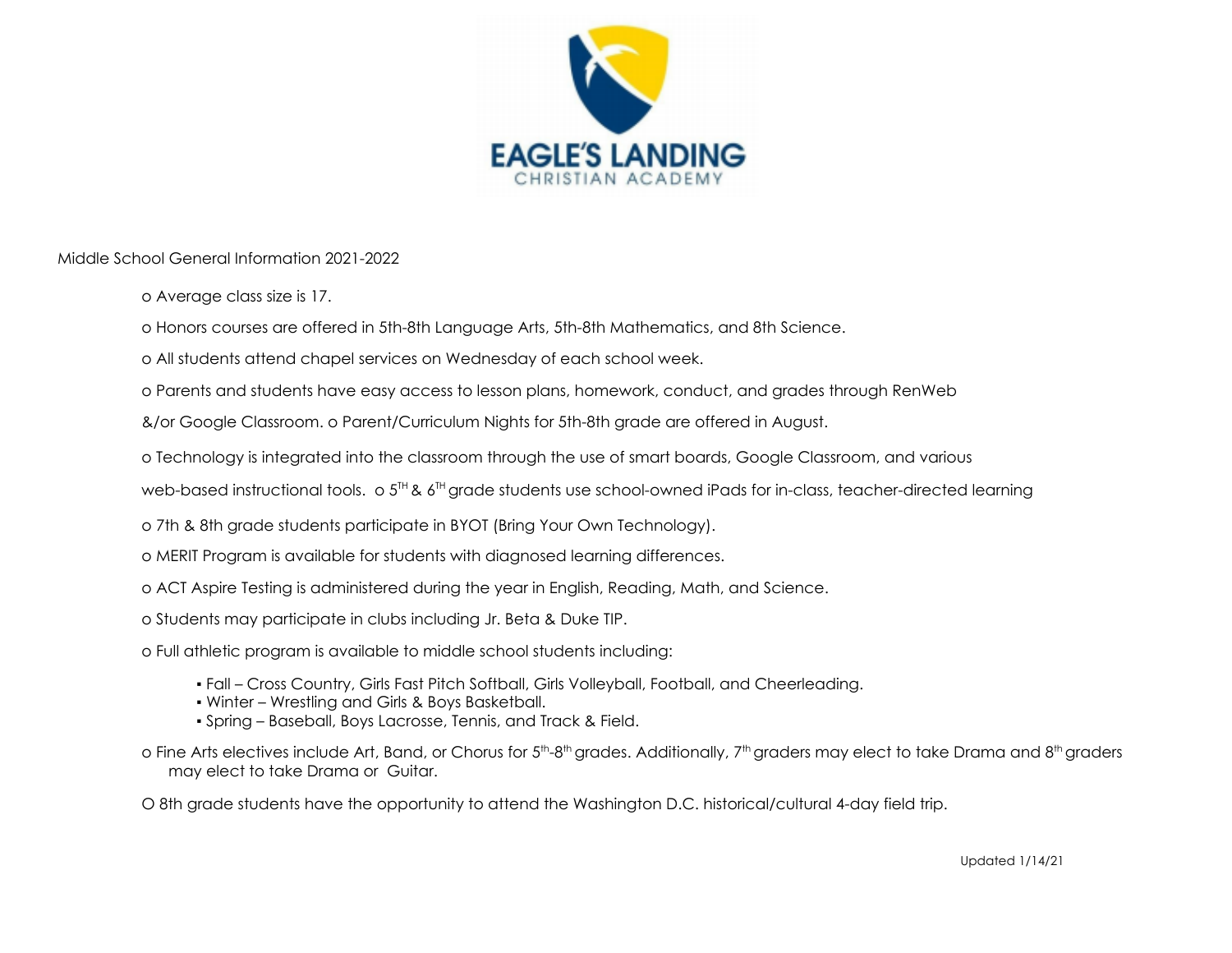Middle School General Information 2021-2022

- Average class size is 17.
- Honors courses are offered in 5th-8th Language Arts, 5th-8th Mathematics, and 8th Science.
- All students attend chapel services on Wednesday of each school week.
- Parents and students have easy access to lesson plans, homework, conduct, and grades through RenWeb &/or Google Classroom.
- Parent/Curriculum Nights for 5th-8th grade are offered in August.
- Technology is integrated into the classroom through the use of smart boards, Google Classroom, and various web-based instructional tools.
- 5TH & 6TH grade students use school-owned iPads for in-class, teacher-directed learning
- 7th & 8th grade students participate in BYOT (Bring Your Own Technology).
- MERIT Program is available for students with diagnosed learning differences.
- ACT Aspire Testing is administered during the year in English, Reading, Math, and Science.
- Students may participate in clubs including Jr. Beta & Duke TIP.
- Full athletic program is available to middle school students including:
  - Fall – Cross Country, Girls Fast Pitch Softball, Girls Volleyball, Football, and Cheerleading.
  - Winter – Wrestling and Girls & Boys Basketball.
  - Spring – Baseball, Boys Lacrosse, Tennis, and Track & Field.
- Fine Arts electives include Art, Band, or Chorus for 5th-8th grades. Additionally, 7th graders may elect to take Drama and 8th graders may elect to take Drama or Guitar.
- 8th grade students have the opportunity to attend the Washington D.C. historical/cultural 4-day field trip.

Updated 1/14/21